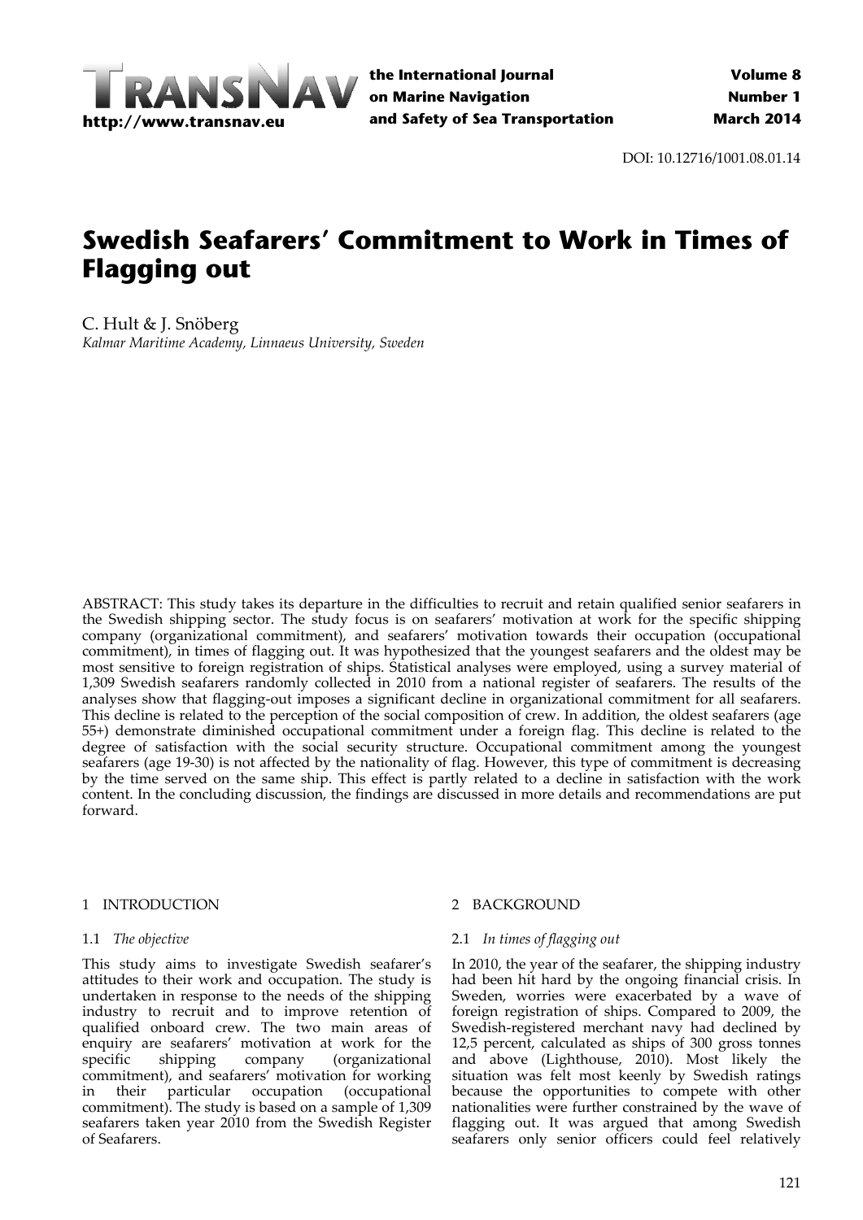DOI: 10.12716/1001.08.01.14

# Swedish Seafarers' Commitment to Work in Times of Flagging out

C. Hult & J. Snöberg
*Kalmar Maritime Academy, Linnaeus University, Sweden*

ABSTRACT: This study takes its departure in the difficulties to recruit and retain qualified senior seafarers in the Swedish shipping sector. The study focus is on seafarers' motivation at work for the specific shipping company (organizational commitment), and seafarers' motivation towards their occupation (occupational commitment), in times of flagging out. It was hypothesized that the youngest seafarers and the oldest may be most sensitive to foreign registration of ships. Statistical analyses were employed, using a survey material of 1,309 Swedish seafarers randomly collected in 2010 from a national register of seafarers. The results of the analyses show that flagging-out imposes a significant decline in organizational commitment for all seafarers. This decline is related to the perception of the social composition of crew. In addition, the oldest seafarers (age 55+) demonstrate diminished occupational commitment under a foreign flag. This decline is related to the degree of satisfaction with the social security structure. Occupational commitment among the youngest seafarers (age 19-30) is not affected by the nationality of flag. However, this type of commitment is decreasing by the time served on the same ship. This effect is partly related to a decline in satisfaction with the work content. In the concluding discussion, the findings are discussed in more details and recommendations are put forward.

## 1 INTRODUCTION

### 1.1 *The objective*

This study aims to investigate Swedish seafarer's attitudes to their work and occupation. The study is undertaken in response to the needs of the shipping industry to recruit and to improve retention of qualified onboard crew. The two main areas of enquiry are seafarers' motivation at work for the specific shipping company (organizational commitment), and seafarers' motivation for working in their particular occupation (occupational commitment). The study is based on a sample of 1,309 seafarers taken year 2010 from the Swedish Register of Seafarers.

## 2 BACKGROUND

### 2.1 *In times of flagging out*

In 2010, the year of the seafarer, the shipping industry had been hit hard by the ongoing financial crisis. In Sweden, worries were exacerbated by a wave of foreign registration of ships. Compared to 2009, the Swedish-registered merchant navy had declined by 12,5 percent, calculated as ships of 300 gross tonnes and above (Lighthouse, 2010). Most likely the situation was felt most keenly by Swedish ratings because the opportunities to compete with other nationalities were further constrained by the wave of flagging out. It was argued that among Swedish seafarers only senior officers could feel relatively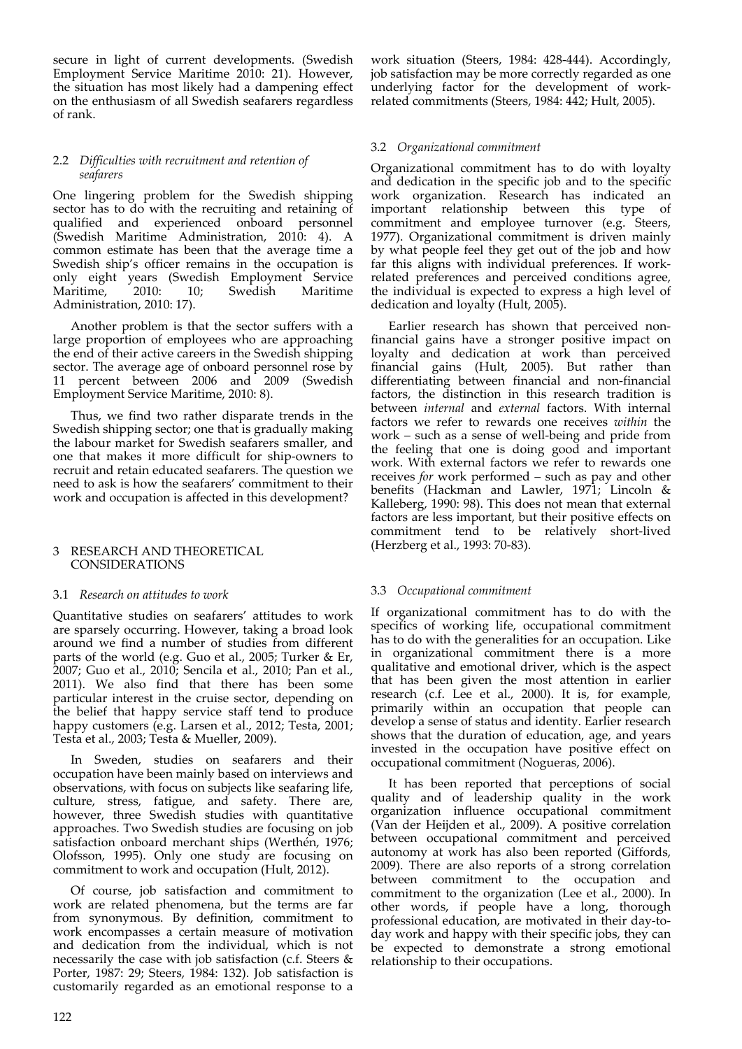secure in light of current developments. (Swedish Employment Service Maritime 2010: 21). However, the situation has most likely had a dampening effect on the enthusiasm of all Swedish seafarers regardless of rank.

### 2.2 *Difficulties with recruitment and retention of seafarers*

One lingering problem for the Swedish shipping sector has to do with the recruiting and retaining of qualified and experienced onboard personnel (Swedish Maritime Administration, 2010: 4). A common estimate has been that the average time a Swedish ship's officer remains in the occupation is only eight years (Swedish Employment Service Maritime, 2010: 10; Swedish Maritime Administration, 2010: 17).

Another problem is that the sector suffers with a large proportion of employees who are approaching the end of their active careers in the Swedish shipping sector. The average age of onboard personnel rose by 11 percent between 2006 and 2009 (Swedish Employment Service Maritime, 2010: 8).

Thus, we find two rather disparate trends in the Swedish shipping sector; one that is gradually making the labour market for Swedish seafarers smaller, and one that makes it more difficult for ship-owners to recruit and retain educated seafarers. The question we need to ask is how the seafarers' commitment to their work and occupation is affected in this development?

## 3 RESEARCH AND THEORETICAL CONSIDERATIONS

### 3.1 *Research on attitudes to work*

Quantitative studies on seafarers' attitudes to work are sparsely occurring. However, taking a broad look around we find a number of studies from different parts of the world (e.g. Guo et al., 2005; Turker & Er, 2007; Guo et al., 2010; Sencila et al., 2010; Pan et al., 2011). We also find that there has been some particular interest in the cruise sector, depending on the belief that happy service staff tend to produce happy customers (e.g. Larsen et al., 2012; Testa, 2001; Testa et al., 2003; Testa & Mueller, 2009).

In Sweden, studies on seafarers and their occupation have been mainly based on interviews and observations, with focus on subjects like seafaring life, culture, stress, fatigue, and safety. There are, however, three Swedish studies with quantitative approaches. Two Swedish studies are focusing on job satisfaction onboard merchant ships (Werthén, 1976; Olofsson, 1995). Only one study are focusing on commitment to work and occupation (Hult, 2012).

Of course, job satisfaction and commitment to work are related phenomena, but the terms are far from synonymous. By definition, commitment to work encompasses a certain measure of motivation and dedication from the individual, which is not necessarily the case with job satisfaction (c.f. Steers & Porter, 1987: 29; Steers, 1984: 132). Job satisfaction is customarily regarded as an emotional response to a work situation (Steers, 1984: 428-444). Accordingly, job satisfaction may be more correctly regarded as one underlying factor for the development of work-related commitments (Steers, 1984: 442; Hult, 2005).

### 3.2 *Organizational commitment*

Organizational commitment has to do with loyalty and dedication in the specific job and to the specific work organization. Research has indicated an important relationship between this type of commitment and employee turnover (e.g. Steers, 1977). Organizational commitment is driven mainly by what people feel they get out of the job and how far this aligns with individual preferences. If work-related preferences and perceived conditions agree, the individual is expected to express a high level of dedication and loyalty (Hult, 2005).

Earlier research has shown that perceived non-financial gains have a stronger positive impact on loyalty and dedication at work than perceived financial gains (Hult, 2005). But rather than differentiating between financial and non-financial factors, the distinction in this research tradition is between *internal* and *external* factors. With internal factors we refer to rewards one receives *within* the work – such as a sense of well-being and pride from the feeling that one is doing good and important work. With external factors we refer to rewards one receives *for* work performed – such as pay and other benefits (Hackman and Lawler, 1971; Lincoln & Kalleberg, 1990: 98). This does not mean that external factors are less important, but their positive effects on commitment tend to be relatively short-lived (Herzberg et al., 1993: 70-83).

### 3.3 *Occupational commitment*

If organizational commitment has to do with the specifics of working life, occupational commitment has to do with the generalities for an occupation. Like in organizational commitment there is a more qualitative and emotional driver, which is the aspect that has been given the most attention in earlier research (c.f. Lee et al., 2000). It is, for example, primarily within an occupation that people can develop a sense of status and identity. Earlier research shows that the duration of education, age, and years invested in the occupation have positive effect on occupational commitment (Nogueras, 2006).

It has been reported that perceptions of social quality and of leadership quality in the work organization influence occupational commitment (Van der Heijden et al., 2009). A positive correlation between occupational commitment and perceived autonomy at work has also been reported (Giffords, 2009). There are also reports of a strong correlation between commitment to the occupation and commitment to the organization (Lee et al., 2000). In other words, if people have a long, thorough professional education, are motivated in their day-to-day work and happy with their specific jobs, they can be expected to demonstrate a strong emotional relationship to their occupations.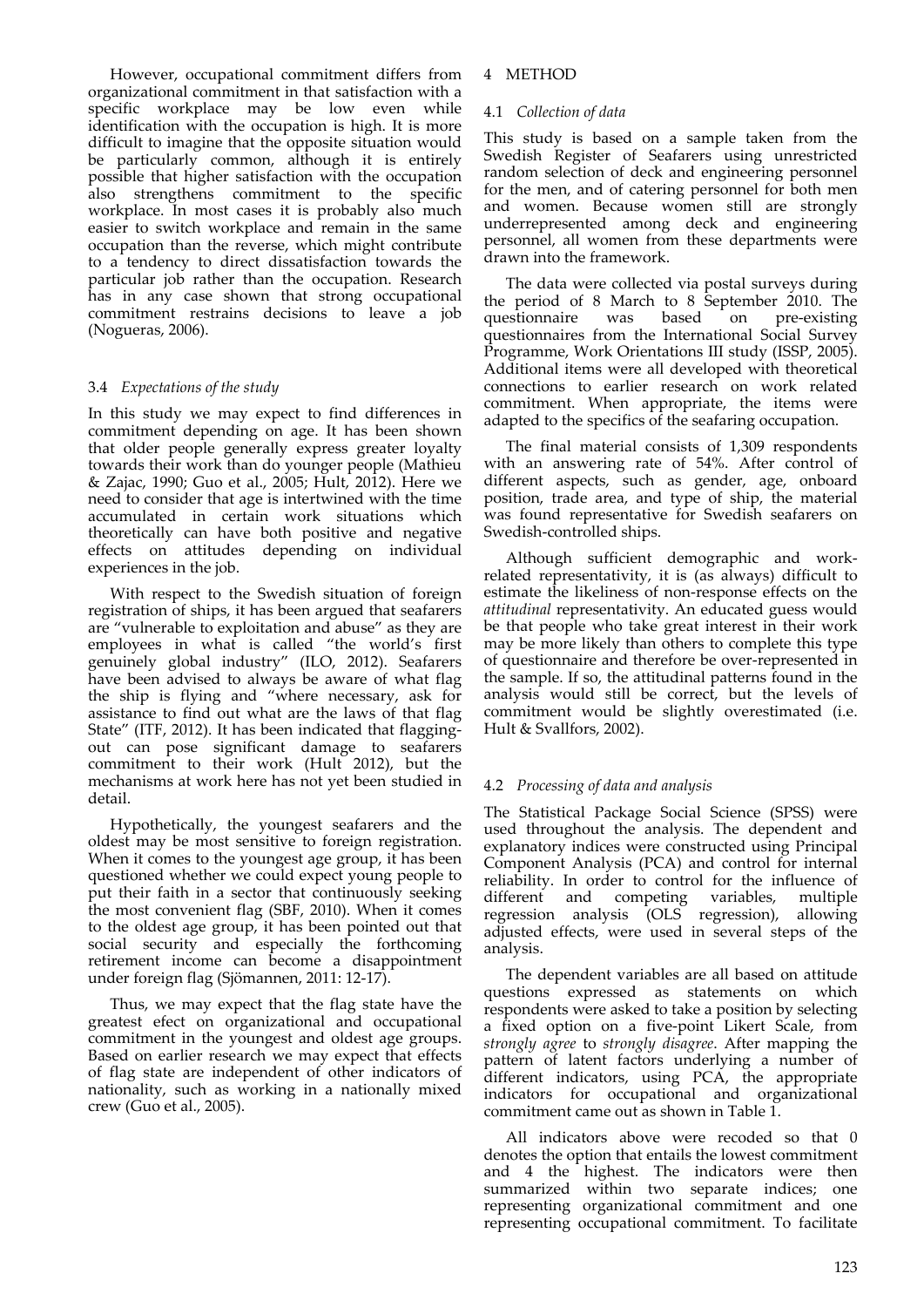However, occupational commitment differs from organizational commitment in that satisfaction with a specific workplace may be low even while identification with the occupation is high. It is more difficult to imagine that the opposite situation would be particularly common, although it is entirely possible that higher satisfaction with the occupation also strengthens commitment to the specific workplace. In most cases it is probably also much easier to switch workplace and remain in the same occupation than the reverse, which might contribute to a tendency to direct dissatisfaction towards the particular job rather than the occupation. Research has in any case shown that strong occupational commitment restrains decisions to leave a job (Nogueras, 2006).

### 3.4 *Expectations of the study*

In this study we may expect to find differences in commitment depending on age. It has been shown that older people generally express greater loyalty towards their work than do younger people (Mathieu & Zajac, 1990; Guo et al., 2005; Hult, 2012). Here we need to consider that age is intertwined with the time accumulated in certain work situations which theoretically can have both positive and negative effects on attitudes depending on individual experiences in the job.

With respect to the Swedish situation of foreign registration of ships, it has been argued that seafarers are "vulnerable to exploitation and abuse" as they are employees in what is called "the world's first genuinely global industry" (ILO, 2012). Seafarers have been advised to always be aware of what flag the ship is flying and "where necessary, ask for assistance to find out what are the laws of that flag State" (ITF, 2012). It has been indicated that flagging-out can pose significant damage to seafarers commitment to their work (Hult 2012), but the mechanisms at work here has not yet been studied in detail.

Hypothetically, the youngest seafarers and the oldest may be most sensitive to foreign registration. When it comes to the youngest age group, it has been questioned whether we could expect young people to put their faith in a sector that continuously seeking the most convenient flag (SBF, 2010). When it comes to the oldest age group, it has been pointed out that social security and especially the forthcoming retirement income can become a disappointment under foreign flag (Sjömannen, 2011: 12-17).

Thus, we may expect that the flag state have the greatest efect on organizational and occupational commitment in the youngest and oldest age groups. Based on earlier research we may expect that effects of flag state are independent of other indicators of nationality, such as working in a nationally mixed crew (Guo et al., 2005).

## 4 METHOD

### 4.1 *Collection of data*

This study is based on a sample taken from the Swedish Register of Seafarers using unrestricted random selection of deck and engineering personnel for the men, and of catering personnel for both men and women. Because women still are strongly underrepresented among deck and engineering personnel, all women from these departments were drawn into the framework.

The data were collected via postal surveys during the period of 8 March to 8 September 2010. The questionnaire was based on pre-existing questionnaires from the International Social Survey Programme, Work Orientations III study (ISSP, 2005). Additional items were all developed with theoretical connections to earlier research on work related commitment. When appropriate, the items were adapted to the specifics of the seafaring occupation.

The final material consists of 1,309 respondents with an answering rate of 54%. After control of different aspects, such as gender, age, onboard position, trade area, and type of ship, the material was found representative for Swedish seafarers on Swedish-controlled ships.

Although sufficient demographic and work-related representativity, it is (as always) difficult to estimate the likeliness of non-response effects on the *attitudinal* representativity. An educated guess would be that people who take great interest in their work may be more likely than others to complete this type of questionnaire and therefore be over-represented in the sample. If so, the attitudinal patterns found in the analysis would still be correct, but the levels of commitment would be slightly overestimated (i.e. Hult & Svallfors, 2002).

### 4.2 *Processing of data and analysis*

The Statistical Package Social Science (SPSS) were used throughout the analysis. The dependent and explanatory indices were constructed using Principal Component Analysis (PCA) and control for internal reliability. In order to control for the influence of different and competing variables, multiple regression analysis (OLS regression), allowing adjusted effects, were used in several steps of the analysis.

The dependent variables are all based on attitude questions expressed as statements on which respondents were asked to take a position by selecting a fixed option on a five-point Likert Scale, from *strongly agree* to *strongly disagree*. After mapping the pattern of latent factors underlying a number of different indicators, using PCA, the appropriate indicators for occupational and organizational commitment came out as shown in Table 1.

All indicators above were recoded so that 0 denotes the option that entails the lowest commitment and 4 the highest. The indicators were then summarized within two separate indices; one representing organizational commitment and one representing occupational commitment. To facilitate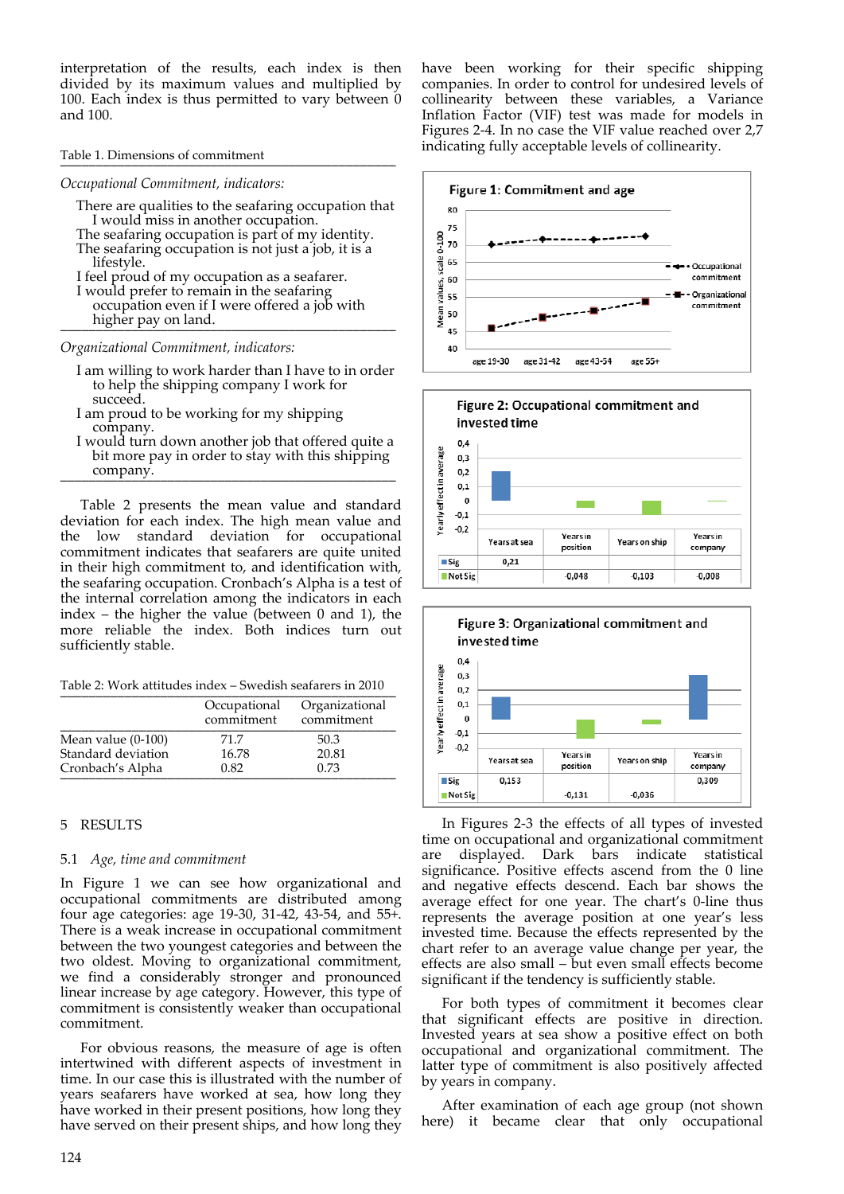interpretation of the results, each index is then divided by its maximum values and multiplied by 100. Each index is thus permitted to vary between 0 and 100.

Table 1. Dimensions of commitment

*Occupational Commitment, indicators:*

- There are qualities to the seafaring occupation that I would miss in another occupation.
- The seafaring occupation is part of my identity.
- The seafaring occupation is not just a job, it is a lifestyle.
- I feel proud of my occupation as a seafarer.
- I would prefer to remain in the seafaring occupation even if I were offered a job with higher pay on land.

*Organizational Commitment, indicators:*

- I am willing to work harder than I have to in order to help the shipping company I work for succeed.
- I am proud to be working for my shipping company.
- I would turn down another job that offered quite a bit more pay in order to stay with this shipping company.

Table 2 presents the mean value and standard deviation for each index. The high mean value and the low standard deviation for occupational commitment indicates that seafarers are quite united in their high commitment to, and identification with, the seafaring occupation. Cronbach's Alpha is a test of the internal correlation among the indicators in each index – the higher the value (between 0 and 1), the more reliable the index. Both indices turn out sufficiently stable.

Table 2: Work attitudes index – Swedish seafarers in 2010

| | Occupational commitment | Organizational commitment |
|---|---|---|
| Mean value (0-100) | 71.7 | 50.3 |
| Standard deviation | 16.78 | 20.81 |
| Cronbach's Alpha | 0.82 | 0.73 |

## 5 RESULTS

### 5.1 *Age, time and commitment*

In Figure 1 we can see how organizational and occupational commitments are distributed among four age categories: age 19-30, 31-42, 43-54, and 55+. There is a weak increase in occupational commitment between the two youngest categories and between the two oldest. Moving to organizational commitment, we find a considerably stronger and pronounced linear increase by age category. However, this type of commitment is consistently weaker than occupational commitment.

For obvious reasons, the measure of age is often intertwined with different aspects of investment in time. In our case this is illustrated with the number of years seafarers have worked at sea, how long they have worked in their present positions, how long they have served on their present ships, and how long they have been working for their specific shipping companies. In order to control for undesired levels of collinearity between these variables, a Variance Inflation Factor (VIF) test was made for models in Figures 2-4. In no case the VIF value reached over 2,7 indicating fully acceptable levels of collinearity.

Figure 1: Commitment and age

Figure 2: Occupational commitment and invested time

| | Years at sea | Years in position | Years on ship | Years in company |
|---|---|---|---|---|
| Sig | 0,21 | | | |
| Not Sig | | -0,048 | -0,103 | -0,008 |

Figure 3: Organizational commitment and invested time

| | Years at sea | Years in position | Years on ship | Years in company |
|---|---|---|---|---|
| Sig | 0,153 | | | 0,309 |
| Not Sig | | -0,131 | -0,036 | |

In Figures 2-3 the effects of all types of invested time on occupational and organizational commitment are displayed. Dark bars indicate statistical significance. Positive effects ascend from the 0 line and negative effects descend. Each bar shows the average effect for one year. The chart's 0-line thus represents the average position at one year's less invested time. Because the effects represented by the chart refer to an average value change per year, the effects are also small – but even small effects become significant if the tendency is sufficiently stable.

For both types of commitment it becomes clear that significant effects are positive in direction. Invested years at sea show a positive effect on both occupational and organizational commitment. The latter type of commitment is also positively affected by years in company.

After examination of each age group (not shown here) it became clear that only occupational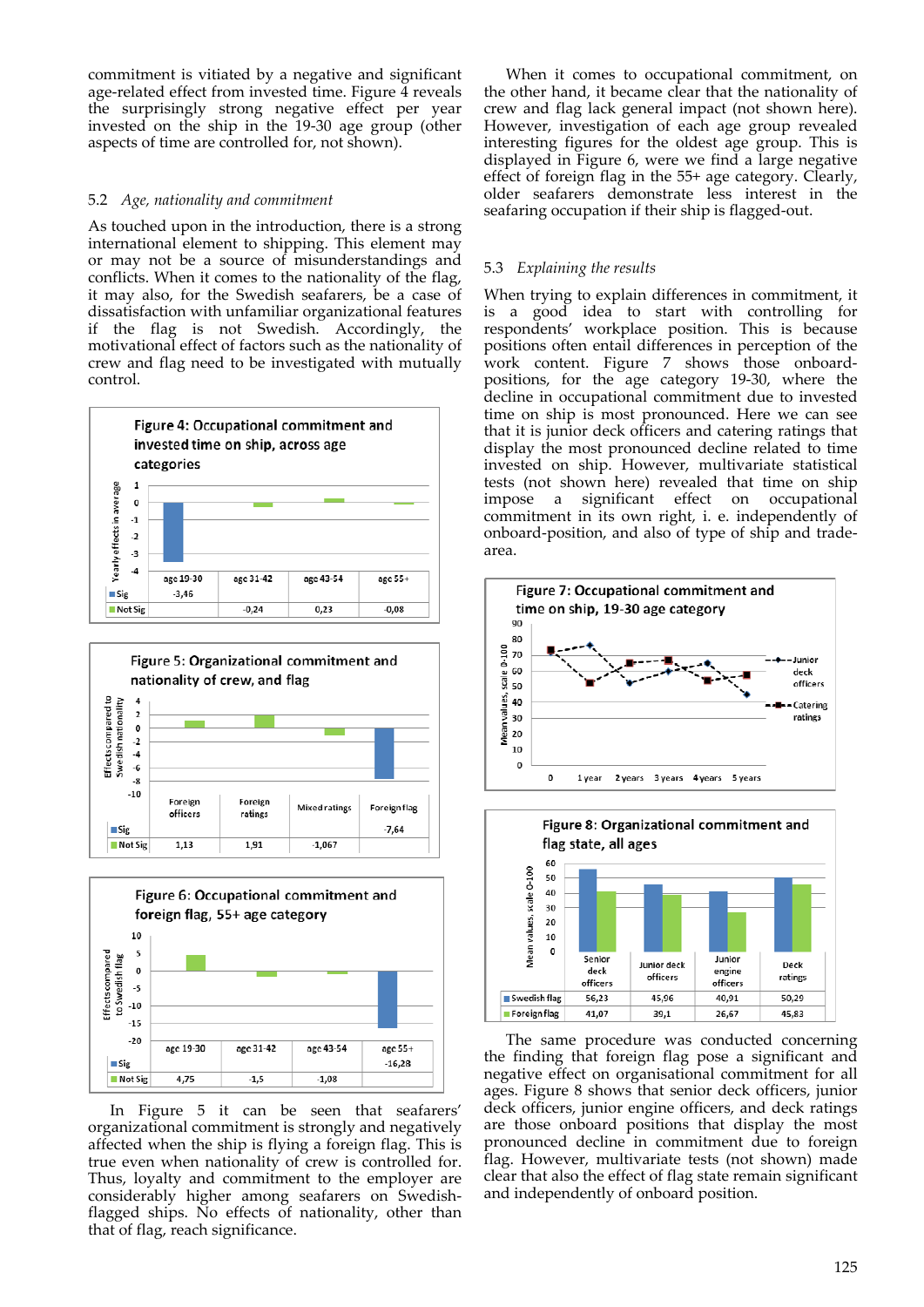commitment is vitiated by a negative and significant age-related effect from invested time. Figure 4 reveals the surprisingly strong negative effect per year invested on the ship in the 19-30 age group (other aspects of time are controlled for, not shown).

### 5.2 *Age, nationality and commitment*

As touched upon in the introduction, there is a strong international element to shipping. This element may or may not be a source of misunderstandings and conflicts. When it comes to the nationality of the flag, it may also, for the Swedish seafarers, be a case of dissatisfaction with unfamiliar organizational features if the flag is not Swedish. Accordingly, the motivational effect of factors such as the nationality of crew and flag need to be investigated with mutually control.

**Figure 4: Occupational commitment and invested time on ship, across age categories**

| | age 19-30 | age 31-42 | age 43-54 | age 55+ |
|---|---|---|---|---|
| Sig | -3,46 | | | |
| Not Sig | | -0,24 | 0,23 | -0,08 |

**Figure 5: Organizational commitment and nationality of crew, and flag**

| | Foreign officers | Foreign ratings | Mixed ratings | Foreign flag |
|---|---|---|---|---|
| Sig | | | | -7,64 |
| Not Sig | 1,13 | 1,91 | -1,067 | |

**Figure 6: Occupational commitment and foreign flag, 55+ age category**

| | age 19-30 | age 31-42 | age 43-54 | age 55+ |
|---|---|---|---|---|
| Sig | | | | -16,28 |
| Not Sig | 4,75 | -1,5 | -1,08 | |

In Figure 5 it can be seen that seafarers' organizational commitment is strongly and negatively affected when the ship is flying a foreign flag. This is true even when nationality of crew is controlled for. Thus, loyalty and commitment to the employer are considerably higher among seafarers on Swedish-flagged ships. No effects of nationality, other than that of flag, reach significance.

When it comes to occupational commitment, on the other hand, it became clear that the nationality of crew and flag lack general impact (not shown here). However, investigation of each age group revealed interesting figures for the oldest age group. This is displayed in Figure 6, were we find a large negative effect of foreign flag in the 55+ age category. Clearly, older seafarers demonstrate less interest in the seafaring occupation if their ship is flagged-out.

### 5.3 *Explaining the results*

When trying to explain differences in commitment, it is a good idea to start with controlling for respondents' workplace position. This is because positions often entail differences in perception of the work content. Figure 7 shows those onboard-positions, for the age category 19-30, where the decline in occupational commitment due to invested time on ship is most pronounced. Here we can see that it is junior deck officers and catering ratings that display the most pronounced decline related to time invested on ship. However, multivariate statistical tests (not shown here) revealed that time on ship impose a significant effect on occupational commitment in its own right, i. e. independently of onboard-position, and also of type of ship and trade-area.

**Figure 7: Occupational commitment and time on ship, 19-30 age category**

**Figure 8: Organizational commitment and flag state, all ages**

| | Senior deck officers | Junior deck officers | Junior engine officers | Deck ratings |
|---|---|---|---|---|
| Swedish flag | 56,23 | 45,96 | 40,91 | 50,29 |
| Foreign flag | 41,07 | 39,1 | 26,67 | 45,83 |

The same procedure was conducted concerning the finding that foreign flag pose a significant and negative effect on organisational commitment for all ages. Figure 8 shows that senior deck officers, junior deck officers, junior engine officers, and deck ratings are those onboard positions that display the most pronounced decline in commitment due to foreign flag. However, multivariate tests (not shown) made clear that also the effect of flag state remain significant and independently of onboard position.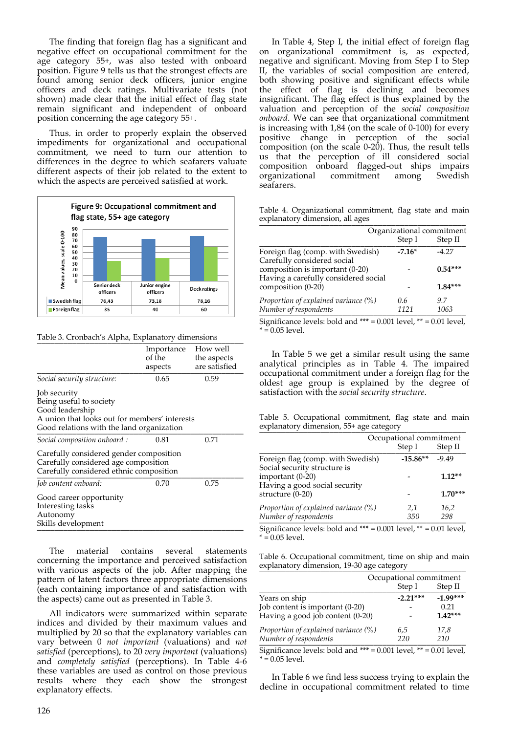The finding that foreign flag has a significant and negative effect on occupational commitment for the age category 55+, was also tested with onboard position. Figure 9 tells us that the strongest effects are found among senior deck officers, junior engine officers and deck ratings. Multivariate tests (not shown) made clear that the initial effect of flag state remain significant and independent of onboard position concerning the age category 55+.

Thus, in order to properly explain the observed impediments for organizational and occupational commitment, we need to turn our attention to differences in the degree to which seafarers valuate different aspects of their job related to the extent to which the aspects are perceived satisfied at work.

**Figure 9: Occupational commitment and flag state, 55+ age category**

| | Senior deck officers | Junior engine officers | Deck ratings |
|---|---|---|---|
| Swedish flag | 76,43 | 73,18 | 78,16 |
| Foreign flag | 35 | 40 | 60 |

Table 3. Cronbach's Alpha, Explanatory dimensions

| | Importance of the aspects | How well the aspects are satisfied |
|---|---|---|
| *Social security structure:* | 0.65 | 0.59 |
| Job security<br>Being useful to society<br>Good leadership<br>A union that looks out for members' interests<br>Good relations with the land organization | | |
| *Social composition onboard :* | 0.81 | 0.71 |
| Carefully considered gender composition<br>Carefully considered age composition<br>Carefully considered ethnic composition | | |
| *Job content onboard:* | 0.70 | 0.75 |
| Good career opportunity<br>Interesting tasks<br>Autonomy<br>Skills development | | |

The material contains several statements concerning the importance and perceived satisfaction with various aspects of the job. After mapping the pattern of latent factors three appropriate dimensions (each containing importance of and satisfaction with the aspects) came out as presented in Table 3.

All indicators were summarized within separate indices and divided by their maximum values and multiplied by 20 so that the explanatory variables can vary between 0 *not important* (valuations) and *not satisfied* (perceptions), to 20 *very important* (valuations) and *completely satisfied* (perceptions). In Table 4-6 these variables are used as control on those previous results where they each show the strongest explanatory effects.

In Table 4, Step I, the initial effect of foreign flag on organizational commitment is, as expected, negative and significant. Moving from Step I to Step II, the variables of social composition are entered, both showing positive and significant effects while the effect of flag is declining and becomes insignificant. The flag effect is thus explained by the valuation and perception of the *social composition onboard*. We can see that organizational commitment is increasing with 1,84 (on the scale of 0-100) for every positive change in perception of the social composition (on the scale 0-20). Thus, the result tells us that the perception of ill considered social composition onboard flagged-out ships impairs organizational commitment among Swedish seafarers.

Table 4. Organizational commitment, flag state and main explanatory dimension, all ages

| | Organizational commitment | |
|---|---|---|
| | Step I | Step II |
| Foreign flag (comp. with Swedish) | **-7.16*** | -4.27 |
| Carefully considered social composition is important (0-20) | - | **0.54***** |
| Having a carefully considered social composition (0-20) | - | **1.84***** |
| *Proportion of explained variance (%)* | *0.6* | *9.7* |
| *Number of respondents* | *1121* | *1063* |

Significance levels: bold and *** = 0.001 level, ** = 0.01 level, * = 0.05 level.

In Table 5 we get a similar result using the same analytical principles as in Table 4. The impaired occupational commitment under a foreign flag for the oldest age group is explained by the degree of satisfaction with the *social security structure*.

Table 5. Occupational commitment, flag state and main explanatory dimension, 55+ age category

| | Occupational commitment | |
|---|---|---|
| | Step I | Step II |
| Foreign flag (comp. with Swedish) | **-15.86**** | -9.49 |
| Social security structure is important (0-20) | - | **1.12**** |
| Having a good social security structure (0-20) | - | **1.70***** |
| *Proportion of explained variance (%)* | *2,1* | *16,2* |
| *Number of respondents* | *350* | *298* |

Significance levels: bold and *** = 0.001 level, ** = 0.01 level, * = 0.05 level.

Table 6. Occupational commitment, time on ship and main explanatory dimension, 19-30 age category

| | Occupational commitment | |
|---|---|---|
| | Step I | Step II |
| Years on ship | **-2.21***** | **-1.99***** |
| Job content is important (0-20) | - | 0.21 |
| Having a good job content (0-20) | - | **1.42***** |
| *Proportion of explained variance (%)* | *6,5* | *17,8* |
| *Number of respondents* | *220* | *210* |

Significance levels: bold and *** = 0.001 level, ** = 0.01 level, * = 0.05 level.

In Table 6 we find less success trying to explain the decline in occupational commitment related to time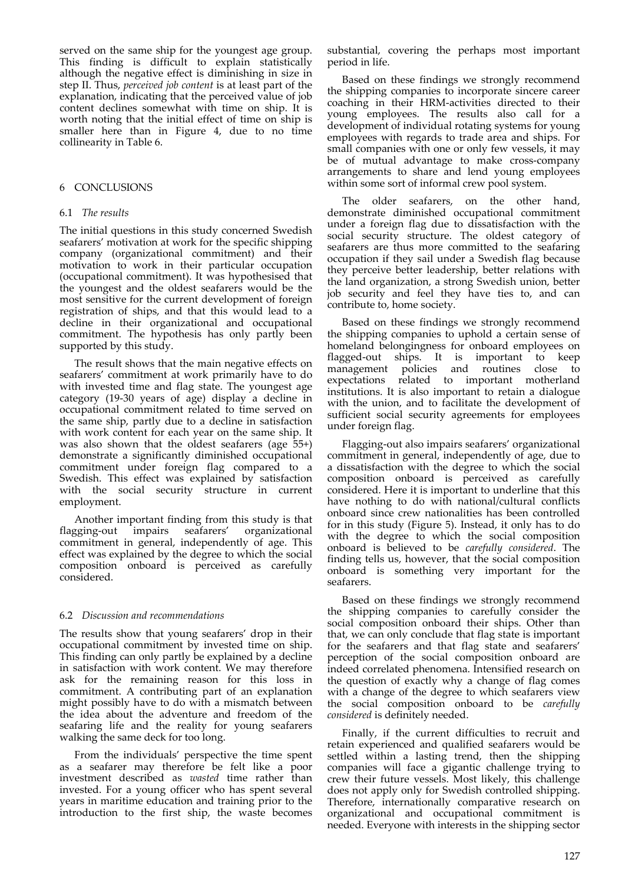served on the same ship for the youngest age group. This finding is difficult to explain statistically although the negative effect is diminishing in size in step II. Thus, *perceived job content* is at least part of the explanation, indicating that the perceived value of job content declines somewhat with time on ship. It is worth noting that the initial effect of time on ship is smaller here than in Figure 4, due to no time collinearity in Table 6.

## 6 CONCLUSIONS

### 6.1 *The results*

The initial questions in this study concerned Swedish seafarers' motivation at work for the specific shipping company (organizational commitment) and their motivation to work in their particular occupation (occupational commitment). It was hypothesised that the youngest and the oldest seafarers would be the most sensitive for the current development of foreign registration of ships, and that this would lead to a decline in their organizational and occupational commitment. The hypothesis has only partly been supported by this study.

The result shows that the main negative effects on seafarers' commitment at work primarily have to do with invested time and flag state. The youngest age category (19-30 years of age) display a decline in occupational commitment related to time served on the same ship, partly due to a decline in satisfaction with work content for each year on the same ship. It was also shown that the oldest seafarers (age 55+) demonstrate a significantly diminished occupational commitment under foreign flag compared to a Swedish. This effect was explained by satisfaction with the social security structure in current employment.

Another important finding from this study is that flagging-out impairs seafarers' organizational commitment in general, independently of age. This effect was explained by the degree to which the social composition onboard is perceived as carefully considered.

### 6.2 *Discussion and recommendations*

The results show that young seafarers' drop in their occupational commitment by invested time on ship. This finding can only partly be explained by a decline in satisfaction with work content. We may therefore ask for the remaining reason for this loss in commitment. A contributing part of an explanation might possibly have to do with a mismatch between the idea about the adventure and freedom of the seafaring life and the reality for young seafarers walking the same deck for too long.

From the individuals' perspective the time spent as a seafarer may therefore be felt like a poor investment described as *wasted* time rather than invested. For a young officer who has spent several years in maritime education and training prior to the introduction to the first ship, the waste becomes substantial, covering the perhaps most important period in life.

Based on these findings we strongly recommend the shipping companies to incorporate sincere career coaching in their HRM-activities directed to their young employees. The results also call for a development of individual rotating systems for young employees with regards to trade area and ships. For small companies with one or only few vessels, it may be of mutual advantage to make cross-company arrangements to share and lend young employees within some sort of informal crew pool system.

The older seafarers, on the other hand, demonstrate diminished occupational commitment under a foreign flag due to dissatisfaction with the social security structure. The oldest category of seafarers are thus more committed to the seafaring occupation if they sail under a Swedish flag because they perceive better leadership, better relations with the land organization, a strong Swedish union, better job security and feel they have ties to, and can contribute to, home society.

Based on these findings we strongly recommend the shipping companies to uphold a certain sense of homeland belongingness for onboard employees on flagged-out ships. It is important to keep management policies and routines close to expectations related to important motherland institutions. It is also important to retain a dialogue with the union, and to facilitate the development of sufficient social security agreements for employees under foreign flag.

Flagging-out also impairs seafarers' organizational commitment in general, independently of age, due to a dissatisfaction with the degree to which the social composition onboard is perceived as carefully considered. Here it is important to underline that this have nothing to do with national/cultural conflicts onboard since crew nationalities has been controlled for in this study (Figure 5). Instead, it only has to do with the degree to which the social composition onboard is believed to be *carefully considered*. The finding tells us, however, that the social composition onboard is something very important for the seafarers.

Based on these findings we strongly recommend the shipping companies to carefully consider the social composition onboard their ships. Other than that, we can only conclude that flag state is important for the seafarers and that flag state and seafarers' perception of the social composition onboard are indeed correlated phenomena. Intensified research on the question of exactly why a change of flag comes with a change of the degree to which seafarers view the social composition onboard to be *carefully considered* is definitely needed.

Finally, if the current difficulties to recruit and retain experienced and qualified seafarers would be settled within a lasting trend, then the shipping companies will face a gigantic challenge trying to crew their future vessels. Most likely, this challenge does not apply only for Swedish controlled shipping. Therefore, internationally comparative research on organizational and occupational commitment is needed. Everyone with interests in the shipping sector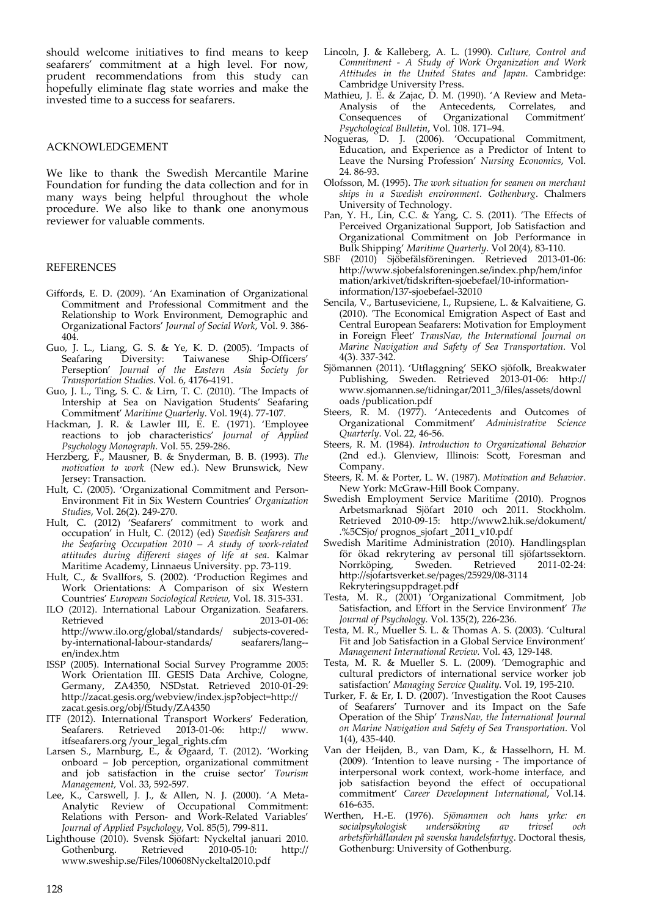should welcome initiatives to find means to keep seafarers' commitment at a high level. For now, prudent recommendations from this study can hopefully eliminate flag state worries and make the invested time to a success for seafarers.

## ACKNOWLEDGEMENT

We like to thank the Swedish Mercantile Marine Foundation for funding the data collection and for in many ways being helpful throughout the whole procedure. We also like to thank one anonymous reviewer for valuable comments.

## REFERENCES

Giffords, E. D. (2009). 'An Examination of Organizational Commitment and Professional Commitment and the Relationship to Work Environment, Demographic and Organizational Factors' *Journal of Social Work*, Vol. 9. 386-404.

Guo, J. L., Liang, G. S. & Ye, K. D. (2005). 'Impacts of Seafaring Diversity: Taiwanese Ship-Officers' Perseption' *Journal of the Eastern Asia Society for Transportation Studies*. Vol. 6, 4176-4191.

Guo, J. L., Ting, S. C. & Lirn, T. C. (2010). 'The Impacts of Intership at Sea on Navigation Students' Seafaring Commitment' *Maritime Quarterly*. Vol. 19(4). 77-107.

Hackman, J. R. & Lawler III, E. E. (1971). 'Employee reactions to job characteristics' *Journal of Applied Psychology Monograph*. Vol. 55. 259-286.

Herzberg, F., Mausner, B. & Snyderman, B. B. (1993). *The motivation to work* (New ed.). New Brunswick, New Jersey: Transaction.

Hult, C. (2005). 'Organizational Commitment and Person-Environment Fit in Six Western Countries' *Organization Studies*, Vol. 26(2). 249-270.

Hult, C. (2012) 'Seafarers' commitment to work and occupation' in Hult, C. (2012) (ed) *Swedish Seafarers and the Seafaring Occupation 2010 – A study of work-related attitudes during different stages of life at sea*. Kalmar Maritime Academy, Linnaeus University. pp. 73-119.

Hult, C., & Svallfors, S. (2002). 'Production Regimes and Work Orientations: A Comparison of six Western Countries' *European Sociological Review,* Vol. 18. 315-331.

ILO (2012). International Labour Organization. Seafarers. Retrieved 2013-01-06: http://www.ilo.org/global/standards/ subjects-covered-by-international-labour-standards/ seafarers/lang--en/index.htm

ISSP (2005). International Social Survey Programme 2005: Work Orientation III. GESIS Data Archive, Cologne, Germany, ZA4350, NSDstat. Retrieved 2010-01-29: http://zacat.gesis.org/webview/index.jsp?object=http:// zacat.gesis.org/obj/fStudy/ZA4350

ITF (2012). International Transport Workers' Federation, Seafarers. Retrieved 2013-01-06: http:// www. itfseafarers.org /your_legal_rights.cfm

Larsen S., Marnburg, E., & Øgaard, T. (2012). 'Working onboard – Job perception, organizational commitment and job satisfaction in the cruise sector' *Tourism Management,* Vol. 33, 592-597.

Lee, K., Carswell, J. J., & Allen, N. J. (2000). 'A Meta-Analytic Review of Occupational Commitment: Relations with Person- and Work-Related Variables' *Journal of Applied Psychology*, Vol. 85(5), 799-811.

Lighthouse (2010). Svensk Sjöfart: Nyckeltal januari 2010. Gothenburg. Retrieved 2010-05-10: http:// www.sweship.se/Files/100608Nyckeltal2010.pdf

Lincoln, J. & Kalleberg, A. L. (1990). *Culture, Control and Commitment - A Study of Work Organization and Work Attitudes in the United States and Japan*. Cambridge: Cambridge University Press.

Mathieu, J. E. & Zajac, D. M. (1990). 'A Review and Meta-Analysis of the Antecedents, Correlates, and Consequences of Organizational Commitment' *Psychological Bulletin*, Vol. 108. 171–94.

Nogueras, D. J. (2006). 'Occupational Commitment, Education, and Experience as a Predictor of Intent to Leave the Nursing Profession' *Nursing Economics*, Vol. 24. 86-93.

Olofsson, M. (1995). *The work situation for seamen on merchant ships in a Swedish environment. Gothenburg*. Chalmers University of Technology.

Pan, Y. H., Lin, C.C. & Yang, C. S. (2011). 'The Effects of Perceived Organizational Support, Job Satisfaction and Organizational Commitment on Job Performance in Bulk Shipping' *Maritime Quarterly*. Vol 20(4), 83-110.

SBF (2010) Sjöbefälsföreningen. Retrieved 2013-01-06: http://www.sjobefalsforeningen.se/index.php/hem/information/arkivet/tidskriften-sjoebefael/10-information-information/137-sjoebefael-32010

Sencila, V., Bartuseviciene, I., Rupsiene, L. & Kalvaitiene, G. (2010). 'The Economical Emigration Aspect of East and Central European Seafarers: Motivation for Employment in Foreign Fleet' *TransNav, the International Journal on Marine Navigation and Safety of Sea Transportation*. Vol 4(3). 337-342.

Sjömannen (2011). 'Utflaggning' SEKO sjöfolk, Breakwater Publishing, Sweden. Retrieved 2013-01-06: http:// www.sjomannen.se/tidningar/2011_3/files/assets/downl oads /publication.pdf

Steers, R. M. (1977). 'Antecedents and Outcomes of Organizational Commitment' *Administrative Science Quarterly*. Vol. 22, 46-56.

Steers, R. M. (1984). *Introduction to Organizational Behavior* (2nd ed.). Glenview, Illinois: Scott, Foresman and Company.

Steers, R. M. & Porter, L. W. (1987). *Motivation and Behavior*. New York: McGraw-Hill Book Company.

Swedish Employment Service Maritime (2010). Prognos Arbetsmarknad Sjöfart 2010 och 2011. Stockholm. Retrieved 2010-09-15: http://www2.hik.se/dokument/ .%5CSjo/ prognos_sjofart _2011_v10.pdf

Swedish Maritime Administration (2010). Handlingsplan för ökad rekrytering av personal till sjöfartssektorn. Norrköping, Sweden. Retrieved 2011-02-24: http://sjofartsverket.se/pages/25929/08-3114 Rekryteringsuppdraget.pdf

Testa, M. R., (2001) 'Organizational Commitment, Job Satisfaction, and Effort in the Service Environment' *The Journal of Psychology*. Vol. 135(2), 226-236.

Testa, M. R., Mueller S. L. & Thomas A. S. (2003). 'Cultural Fit and Job Satisfaction in a Global Service Environment' *Management International Review.* Vol. 43, 129-148.

Testa, M. R. & Mueller S. L. (2009). 'Demographic and cultural predictors of international service worker job satisfaction' *Managing Service Quality.* Vol. 19, 195-210.

Turker, F. & Er, I. D. (2007). 'Investigation the Root Causes of Seafarers' Turnover and its Impact on the Safe Operation of the Ship' *TransNav, the International Journal on Marine Navigation and Safety of Sea Transportation*. Vol 1(4), 435-440.

Van der Heijden, B., van Dam, K., & Hasselhorn, H. M. (2009). 'Intention to leave nursing - The importance of interpersonal work context, work-home interface, and job satisfaction beyond the effect of occupational commitment' *Career Development International*, Vol.14. 616-635.

Werthen, H.-E. (1976). *Sjömannen och hans yrke: en socialpsykologisk undersökning av trivsel och arbetsförhållanden på svenska handelsfartyg*. Doctoral thesis, Gothenburg: University of Gothenburg.